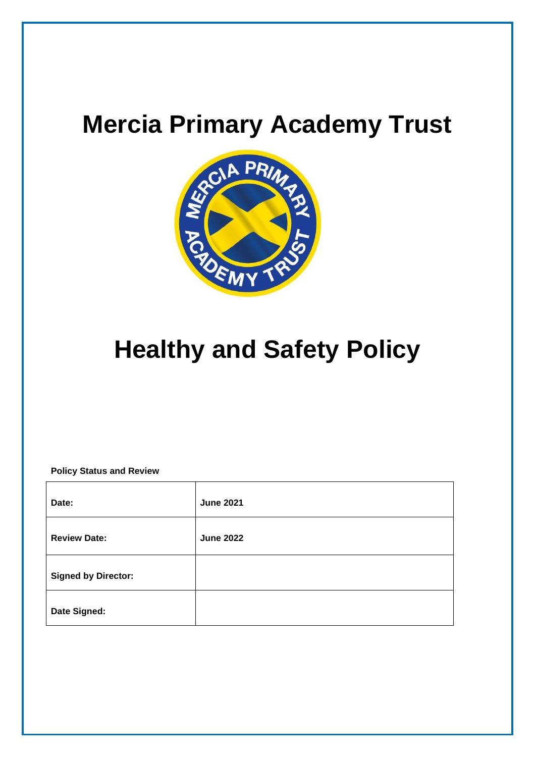# Mercia Primary Academy Trust

# Healthy and Safety Policy

**Policy Status and Review**

| | |
|---|---|
| **Date:** | **June 2021** |
| **Review Date:** | **June 2022** |
| **Signed by Director:** | |
| **Date Signed:** | |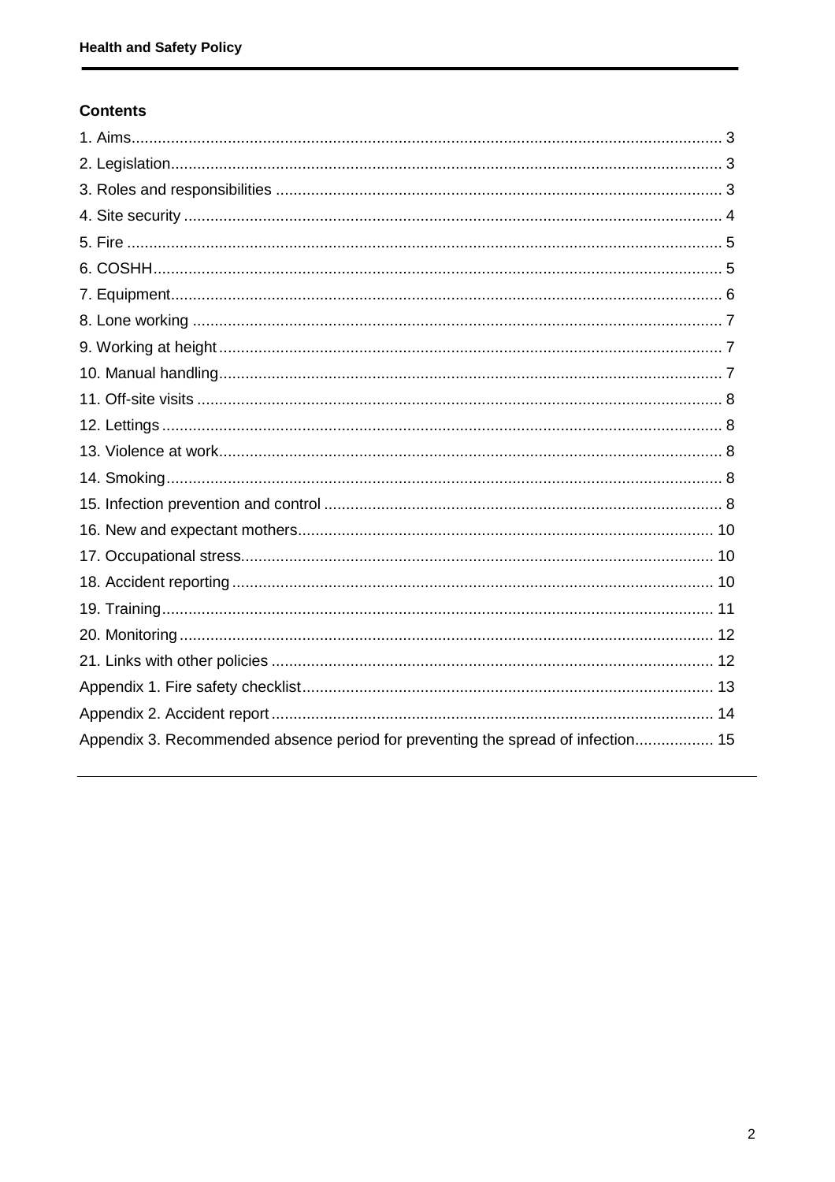## Contents

1. Aims...................................................................................................................... 3
2. Legislation............................................................................................................ 3
3. Roles and responsibilities ..................................................................................... 3
4. Site security .......................................................................................................... 4
5. Fire ....................................................................................................................... 5
6. COSHH................................................................................................................. 5
7. Equipment............................................................................................................. 6
8. Lone working ........................................................................................................ 7
9. Working at height .................................................................................................. 7
10. Manual handling.................................................................................................. 7
11. Off-site visits ....................................................................................................... 8
12. Lettings ............................................................................................................... 8
13. Violence at work.................................................................................................. 8
14. Smoking.............................................................................................................. 8
15. Infection prevention and control .......................................................................... 8
16. New and expectant mothers.............................................................................. 10
17. Occupational stress........................................................................................... 10
18. Accident reporting ............................................................................................. 10
19. Training............................................................................................................. 11
20. Monitoring ......................................................................................................... 12
21. Links with other policies .................................................................................... 12

Appendix 1. Fire safety checklist............................................................................. 13

Appendix 2. Accident report .................................................................................... 14

Appendix 3. Recommended absence period for preventing the spread of infection.................. 15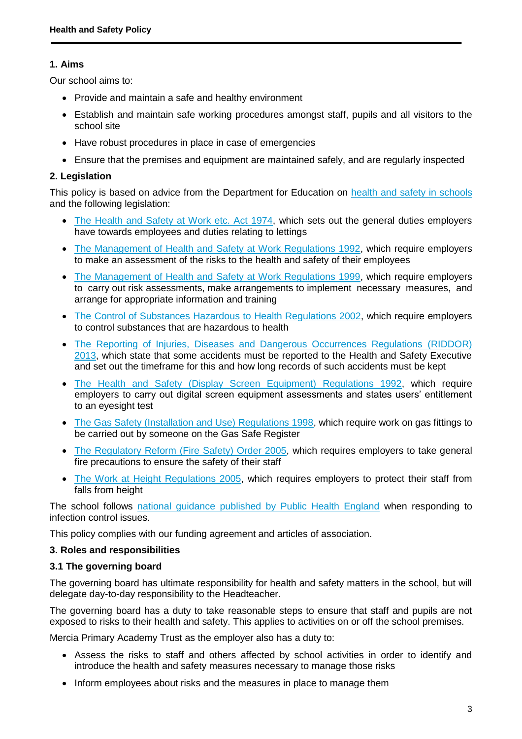## 1. Aims

Our school aims to:

- Provide and maintain a safe and healthy environment
- Establish and maintain safe working procedures amongst staff, pupils and all visitors to the school site
- Have robust procedures in place in case of emergencies
- Ensure that the premises and equipment are maintained safely, and are regularly inspected

## 2. Legislation

This policy is based on advice from the Department for Education on health and safety in schools and the following legislation:

- The Health and Safety at Work etc. Act 1974, which sets out the general duties employers have towards employees and duties relating to lettings
- The Management of Health and Safety at Work Regulations 1992, which require employers to make an assessment of the risks to the health and safety of their employees
- The Management of Health and Safety at Work Regulations 1999, which require employers to carry out risk assessments, make arrangements to implement necessary measures, and arrange for appropriate information and training
- The Control of Substances Hazardous to Health Regulations 2002, which require employers to control substances that are hazardous to health
- The Reporting of Injuries, Diseases and Dangerous Occurrences Regulations (RIDDOR) 2013, which state that some accidents must be reported to the Health and Safety Executive and set out the timeframe for this and how long records of such accidents must be kept
- The Health and Safety (Display Screen Equipment) Regulations 1992, which require employers to carry out digital screen equipment assessments and states users' entitlement to an eyesight test
- The Gas Safety (Installation and Use) Regulations 1998, which require work on gas fittings to be carried out by someone on the Gas Safe Register
- The Regulatory Reform (Fire Safety) Order 2005, which requires employers to take general fire precautions to ensure the safety of their staff
- The Work at Height Regulations 2005, which requires employers to protect their staff from falls from height

The school follows national guidance published by Public Health England when responding to infection control issues.

This policy complies with our funding agreement and articles of association.

## 3. Roles and responsibilities

### 3.1 The governing board

The governing board has ultimate responsibility for health and safety matters in the school, but will delegate day-to-day responsibility to the Headteacher.

The governing board has a duty to take reasonable steps to ensure that staff and pupils are not exposed to risks to their health and safety. This applies to activities on or off the school premises.

Mercia Primary Academy Trust as the employer also has a duty to:

- Assess the risks to staff and others affected by school activities in order to identify and introduce the health and safety measures necessary to manage those risks
- Inform employees about risks and the measures in place to manage them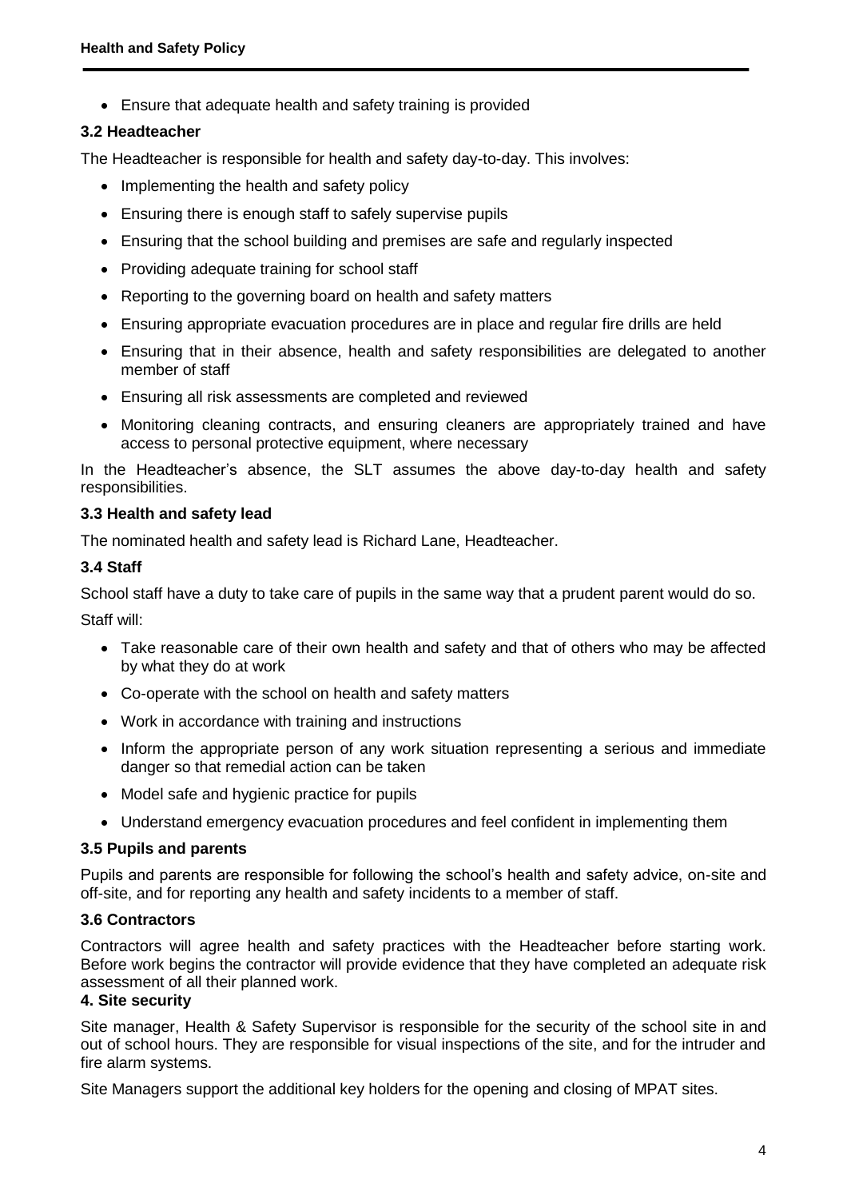- Ensure that adequate health and safety training is provided

### 3.2 Headteacher

The Headteacher is responsible for health and safety day-to-day. This involves:

- Implementing the health and safety policy
- Ensuring there is enough staff to safely supervise pupils
- Ensuring that the school building and premises are safe and regularly inspected
- Providing adequate training for school staff
- Reporting to the governing board on health and safety matters
- Ensuring appropriate evacuation procedures are in place and regular fire drills are held
- Ensuring that in their absence, health and safety responsibilities are delegated to another member of staff
- Ensuring all risk assessments are completed and reviewed
- Monitoring cleaning contracts, and ensuring cleaners are appropriately trained and have access to personal protective equipment, where necessary

In the Headteacher's absence, the SLT assumes the above day-to-day health and safety responsibilities.

### 3.3 Health and safety lead

The nominated health and safety lead is Richard Lane, Headteacher.

### 3.4 Staff

School staff have a duty to take care of pupils in the same way that a prudent parent would do so.

Staff will:

- Take reasonable care of their own health and safety and that of others who may be affected by what they do at work
- Co-operate with the school on health and safety matters
- Work in accordance with training and instructions
- Inform the appropriate person of any work situation representing a serious and immediate danger so that remedial action can be taken
- Model safe and hygienic practice for pupils
- Understand emergency evacuation procedures and feel confident in implementing them

### 3.5 Pupils and parents

Pupils and parents are responsible for following the school's health and safety advice, on-site and off-site, and for reporting any health and safety incidents to a member of staff.

### 3.6 Contractors

Contractors will agree health and safety practices with the Headteacher before starting work. Before work begins the contractor will provide evidence that they have completed an adequate risk assessment of all their planned work.

## 4. Site security

Site manager, Health & Safety Supervisor is responsible for the security of the school site in and out of school hours. They are responsible for visual inspections of the site, and for the intruder and fire alarm systems.

Site Managers support the additional key holders for the opening and closing of MPAT sites.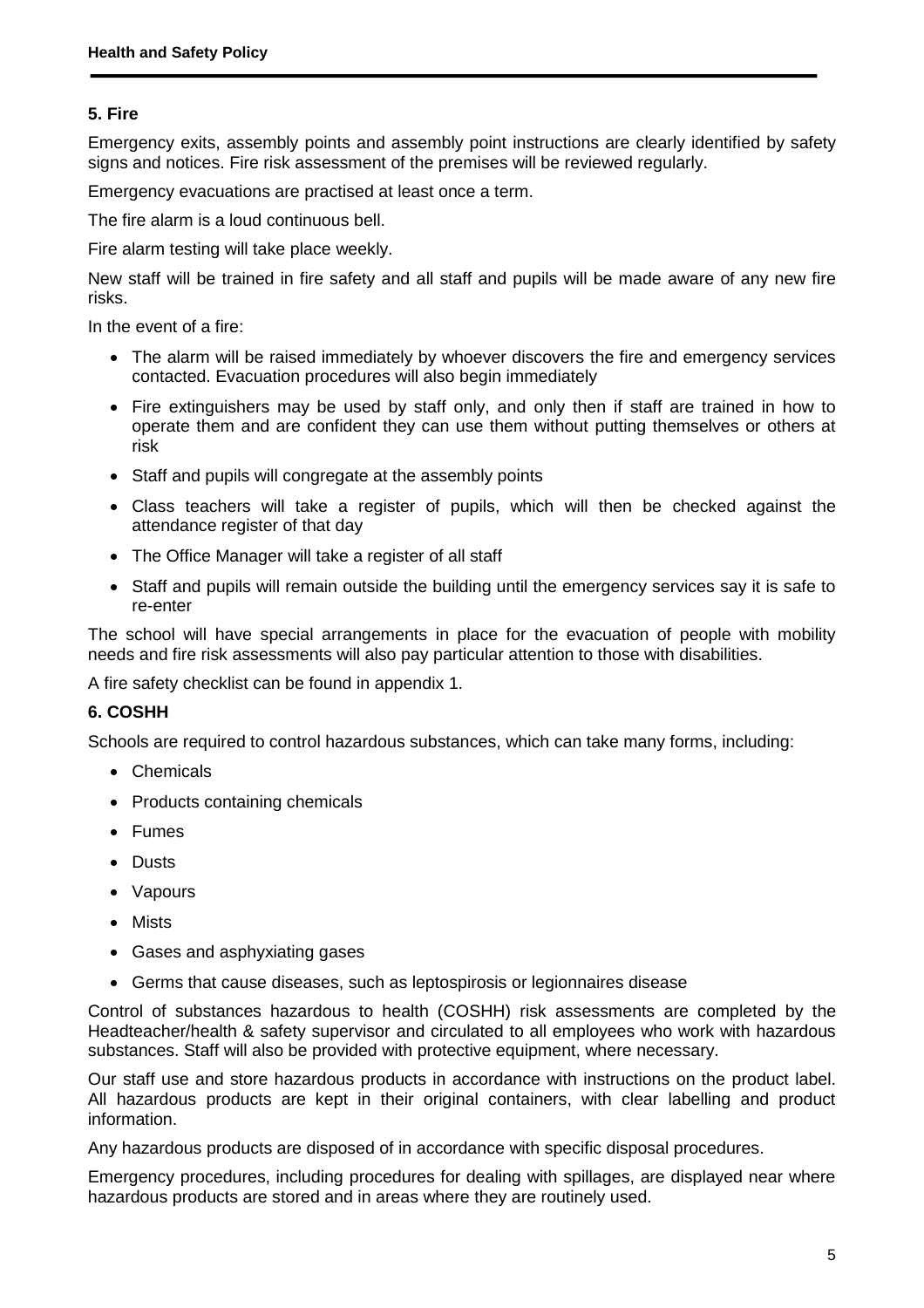## 5. Fire

Emergency exits, assembly points and assembly point instructions are clearly identified by safety signs and notices. Fire risk assessment of the premises will be reviewed regularly.

Emergency evacuations are practised at least once a term.

The fire alarm is a loud continuous bell.

Fire alarm testing will take place weekly.

New staff will be trained in fire safety and all staff and pupils will be made aware of any new fire risks.

In the event of a fire:

- The alarm will be raised immediately by whoever discovers the fire and emergency services contacted. Evacuation procedures will also begin immediately
- Fire extinguishers may be used by staff only, and only then if staff are trained in how to operate them and are confident they can use them without putting themselves or others at risk
- Staff and pupils will congregate at the assembly points
- Class teachers will take a register of pupils, which will then be checked against the attendance register of that day
- The Office Manager will take a register of all staff
- Staff and pupils will remain outside the building until the emergency services say it is safe to re-enter

The school will have special arrangements in place for the evacuation of people with mobility needs and fire risk assessments will also pay particular attention to those with disabilities.

A fire safety checklist can be found in appendix 1.

## 6. COSHH

Schools are required to control hazardous substances, which can take many forms, including:

- Chemicals
- Products containing chemicals
- Fumes
- Dusts
- Vapours
- Mists
- Gases and asphyxiating gases
- Germs that cause diseases, such as leptospirosis or legionnaires disease

Control of substances hazardous to health (COSHH) risk assessments are completed by the Headteacher/health & safety supervisor and circulated to all employees who work with hazardous substances. Staff will also be provided with protective equipment, where necessary.

Our staff use and store hazardous products in accordance with instructions on the product label. All hazardous products are kept in their original containers, with clear labelling and product information.

Any hazardous products are disposed of in accordance with specific disposal procedures.

Emergency procedures, including procedures for dealing with spillages, are displayed near where hazardous products are stored and in areas where they are routinely used.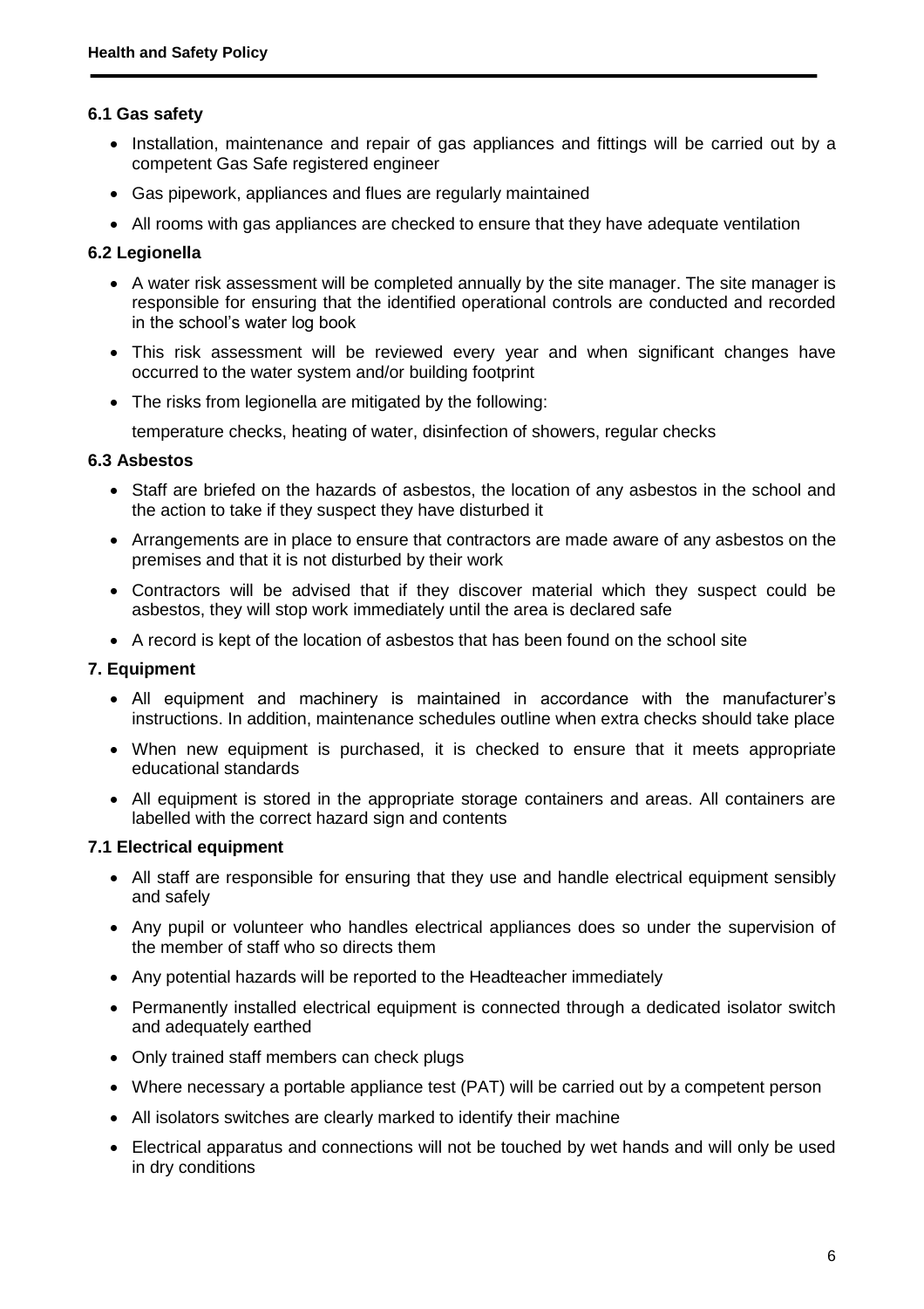### 6.1 Gas safety

- Installation, maintenance and repair of gas appliances and fittings will be carried out by a competent Gas Safe registered engineer
- Gas pipework, appliances and flues are regularly maintained
- All rooms with gas appliances are checked to ensure that they have adequate ventilation

### 6.2 Legionella

- A water risk assessment will be completed annually by the site manager. The site manager is responsible for ensuring that the identified operational controls are conducted and recorded in the school's water log book
- This risk assessment will be reviewed every year and when significant changes have occurred to the water system and/or building footprint
- The risks from legionella are mitigated by the following:

  temperature checks, heating of water, disinfection of showers, regular checks

### 6.3 Asbestos

- Staff are briefed on the hazards of asbestos, the location of any asbestos in the school and the action to take if they suspect they have disturbed it
- Arrangements are in place to ensure that contractors are made aware of any asbestos on the premises and that it is not disturbed by their work
- Contractors will be advised that if they discover material which they suspect could be asbestos, they will stop work immediately until the area is declared safe
- A record is kept of the location of asbestos that has been found on the school site

## 7. Equipment

- All equipment and machinery is maintained in accordance with the manufacturer's instructions. In addition, maintenance schedules outline when extra checks should take place
- When new equipment is purchased, it is checked to ensure that it meets appropriate educational standards
- All equipment is stored in the appropriate storage containers and areas. All containers are labelled with the correct hazard sign and contents

### 7.1 Electrical equipment

- All staff are responsible for ensuring that they use and handle electrical equipment sensibly and safely
- Any pupil or volunteer who handles electrical appliances does so under the supervision of the member of staff who so directs them
- Any potential hazards will be reported to the Headteacher immediately
- Permanently installed electrical equipment is connected through a dedicated isolator switch and adequately earthed
- Only trained staff members can check plugs
- Where necessary a portable appliance test (PAT) will be carried out by a competent person
- All isolators switches are clearly marked to identify their machine
- Electrical apparatus and connections will not be touched by wet hands and will only be used in dry conditions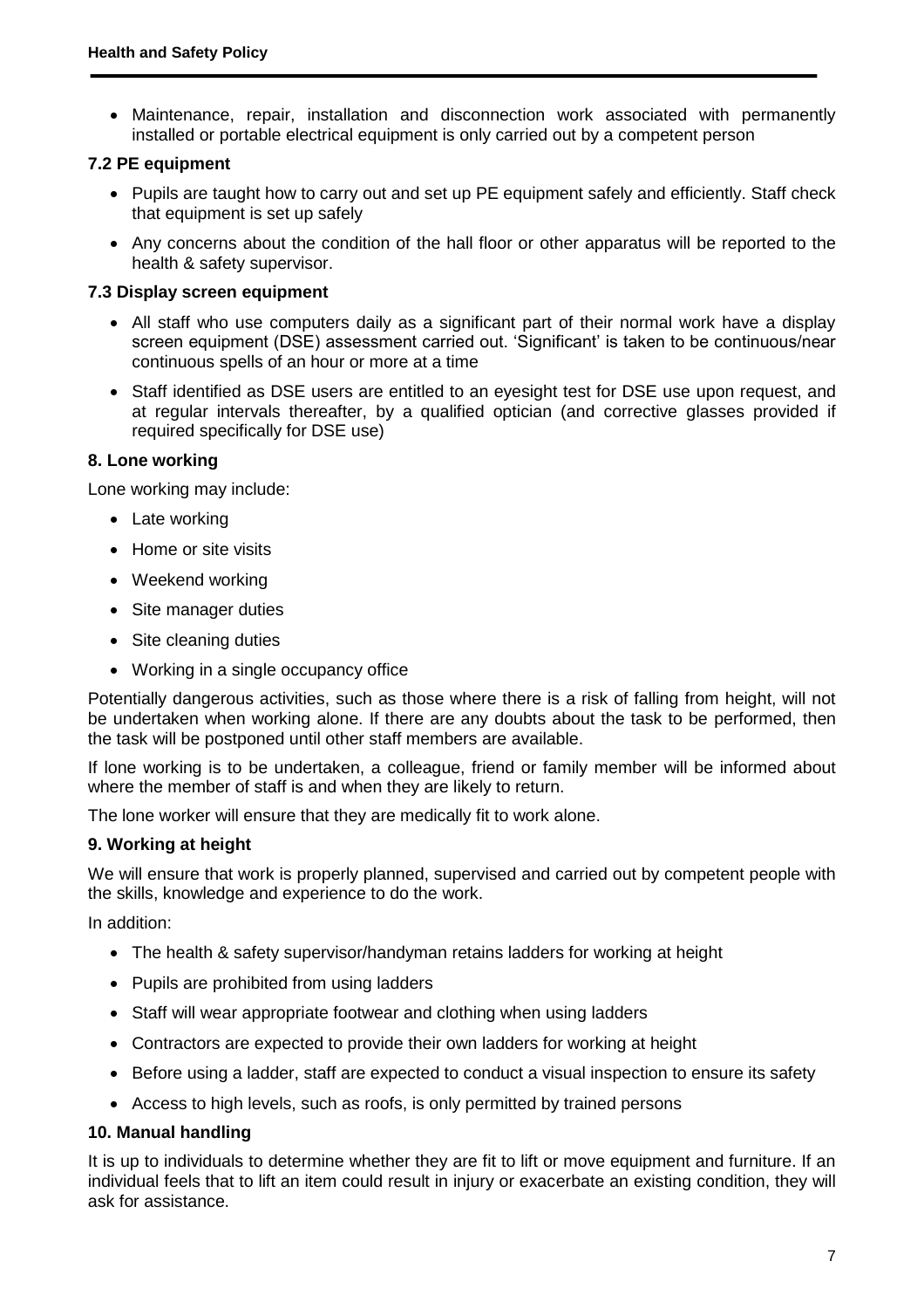- Maintenance, repair, installation and disconnection work associated with permanently installed or portable electrical equipment is only carried out by a competent person

### 7.2 PE equipment

- Pupils are taught how to carry out and set up PE equipment safely and efficiently. Staff check that equipment is set up safely
- Any concerns about the condition of the hall floor or other apparatus will be reported to the health & safety supervisor.

### 7.3 Display screen equipment

- All staff who use computers daily as a significant part of their normal work have a display screen equipment (DSE) assessment carried out. 'Significant' is taken to be continuous/near continuous spells of an hour or more at a time
- Staff identified as DSE users are entitled to an eyesight test for DSE use upon request, and at regular intervals thereafter, by a qualified optician (and corrective glasses provided if required specifically for DSE use)

## 8. Lone working

Lone working may include:

- Late working
- Home or site visits
- Weekend working
- Site manager duties
- Site cleaning duties
- Working in a single occupancy office

Potentially dangerous activities, such as those where there is a risk of falling from height, will not be undertaken when working alone. If there are any doubts about the task to be performed, then the task will be postponed until other staff members are available.

If lone working is to be undertaken, a colleague, friend or family member will be informed about where the member of staff is and when they are likely to return.

The lone worker will ensure that they are medically fit to work alone.

## 9. Working at height

We will ensure that work is properly planned, supervised and carried out by competent people with the skills, knowledge and experience to do the work.

In addition:

- The health & safety supervisor/handyman retains ladders for working at height
- Pupils are prohibited from using ladders
- Staff will wear appropriate footwear and clothing when using ladders
- Contractors are expected to provide their own ladders for working at height
- Before using a ladder, staff are expected to conduct a visual inspection to ensure its safety
- Access to high levels, such as roofs, is only permitted by trained persons

## 10. Manual handling

It is up to individuals to determine whether they are fit to lift or move equipment and furniture. If an individual feels that to lift an item could result in injury or exacerbate an existing condition, they will ask for assistance.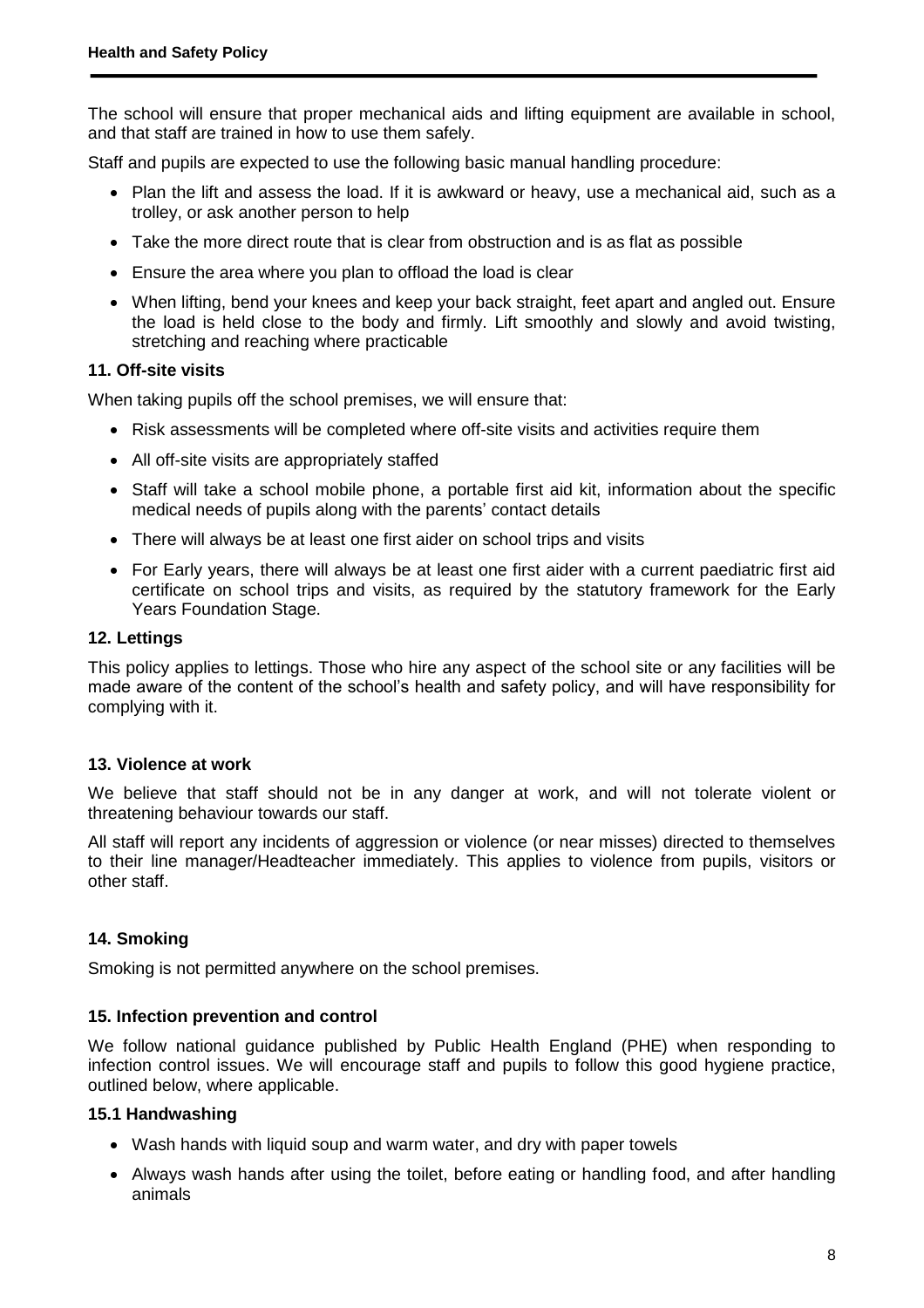The school will ensure that proper mechanical aids and lifting equipment are available in school, and that staff are trained in how to use them safely.

Staff and pupils are expected to use the following basic manual handling procedure:

- Plan the lift and assess the load. If it is awkward or heavy, use a mechanical aid, such as a trolley, or ask another person to help
- Take the more direct route that is clear from obstruction and is as flat as possible
- Ensure the area where you plan to offload the load is clear
- When lifting, bend your knees and keep your back straight, feet apart and angled out. Ensure the load is held close to the body and firmly. Lift smoothly and slowly and avoid twisting, stretching and reaching where practicable

### 11. Off-site visits

When taking pupils off the school premises, we will ensure that:

- Risk assessments will be completed where off-site visits and activities require them
- All off-site visits are appropriately staffed
- Staff will take a school mobile phone, a portable first aid kit, information about the specific medical needs of pupils along with the parents' contact details
- There will always be at least one first aider on school trips and visits
- For Early years, there will always be at least one first aider with a current paediatric first aid certificate on school trips and visits, as required by the statutory framework for the Early Years Foundation Stage.

### 12. Lettings

This policy applies to lettings. Those who hire any aspect of the school site or any facilities will be made aware of the content of the school's health and safety policy, and will have responsibility for complying with it.

### 13. Violence at work

We believe that staff should not be in any danger at work, and will not tolerate violent or threatening behaviour towards our staff.

All staff will report any incidents of aggression or violence (or near misses) directed to themselves to their line manager/Headteacher immediately. This applies to violence from pupils, visitors or other staff.

### 14. Smoking

Smoking is not permitted anywhere on the school premises.

### 15. Infection prevention and control

We follow national guidance published by Public Health England (PHE) when responding to infection control issues. We will encourage staff and pupils to follow this good hygiene practice, outlined below, where applicable.

#### 15.1 Handwashing

- Wash hands with liquid soup and warm water, and dry with paper towels
- Always wash hands after using the toilet, before eating or handling food, and after handling animals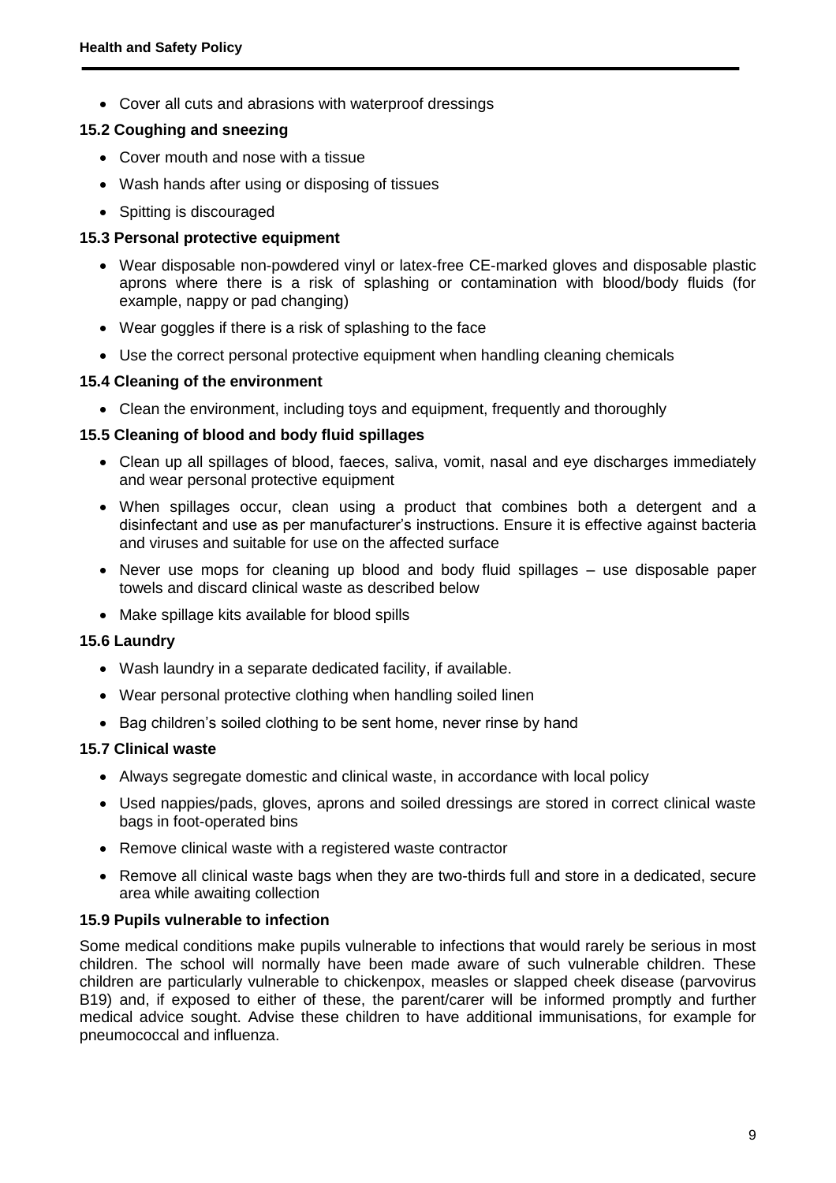- Cover all cuts and abrasions with waterproof dressings

### 15.2 Coughing and sneezing

- Cover mouth and nose with a tissue
- Wash hands after using or disposing of tissues
- Spitting is discouraged

### 15.3 Personal protective equipment

- Wear disposable non-powdered vinyl or latex-free CE-marked gloves and disposable plastic aprons where there is a risk of splashing or contamination with blood/body fluids (for example, nappy or pad changing)
- Wear goggles if there is a risk of splashing to the face
- Use the correct personal protective equipment when handling cleaning chemicals

### 15.4 Cleaning of the environment

- Clean the environment, including toys and equipment, frequently and thoroughly

### 15.5 Cleaning of blood and body fluid spillages

- Clean up all spillages of blood, faeces, saliva, vomit, nasal and eye discharges immediately and wear personal protective equipment
- When spillages occur, clean using a product that combines both a detergent and a disinfectant and use as per manufacturer's instructions. Ensure it is effective against bacteria and viruses and suitable for use on the affected surface
- Never use mops for cleaning up blood and body fluid spillages – use disposable paper towels and discard clinical waste as described below
- Make spillage kits available for blood spills

### 15.6 Laundry

- Wash laundry in a separate dedicated facility, if available.
- Wear personal protective clothing when handling soiled linen
- Bag children's soiled clothing to be sent home, never rinse by hand

### 15.7 Clinical waste

- Always segregate domestic and clinical waste, in accordance with local policy
- Used nappies/pads, gloves, aprons and soiled dressings are stored in correct clinical waste bags in foot-operated bins
- Remove clinical waste with a registered waste contractor
- Remove all clinical waste bags when they are two-thirds full and store in a dedicated, secure area while awaiting collection

### 15.9 Pupils vulnerable to infection

Some medical conditions make pupils vulnerable to infections that would rarely be serious in most children. The school will normally have been made aware of such vulnerable children. These children are particularly vulnerable to chickenpox, measles or slapped cheek disease (parvovirus B19) and, if exposed to either of these, the parent/carer will be informed promptly and further medical advice sought. Advise these children to have additional immunisations, for example for pneumococcal and influenza.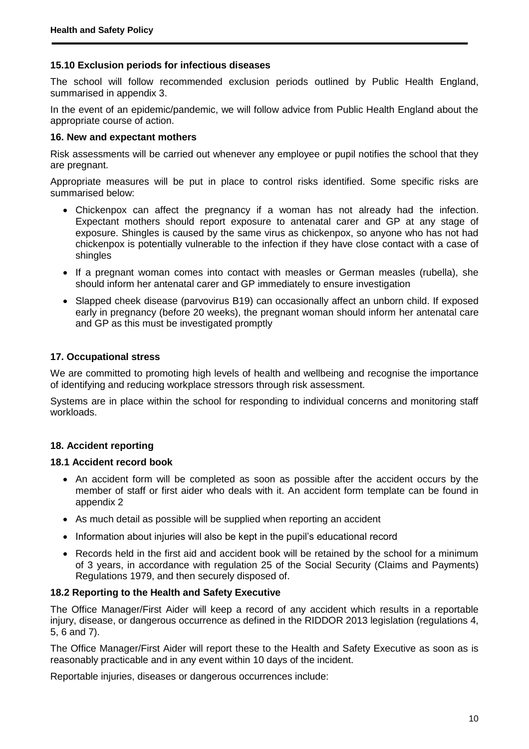### 15.10 Exclusion periods for infectious diseases

The school will follow recommended exclusion periods outlined by Public Health England, summarised in appendix 3.

In the event of an epidemic/pandemic, we will follow advice from Public Health England about the appropriate course of action.

### 16. New and expectant mothers

Risk assessments will be carried out whenever any employee or pupil notifies the school that they are pregnant.

Appropriate measures will be put in place to control risks identified. Some specific risks are summarised below:

- Chickenpox can affect the pregnancy if a woman has not already had the infection. Expectant mothers should report exposure to antenatal carer and GP at any stage of exposure. Shingles is caused by the same virus as chickenpox, so anyone who has not had chickenpox is potentially vulnerable to the infection if they have close contact with a case of shingles
- If a pregnant woman comes into contact with measles or German measles (rubella), she should inform her antenatal carer and GP immediately to ensure investigation
- Slapped cheek disease (parvovirus B19) can occasionally affect an unborn child. If exposed early in pregnancy (before 20 weeks), the pregnant woman should inform her antenatal care and GP as this must be investigated promptly

### 17. Occupational stress

We are committed to promoting high levels of health and wellbeing and recognise the importance of identifying and reducing workplace stressors through risk assessment.

Systems are in place within the school for responding to individual concerns and monitoring staff workloads.

### 18. Accident reporting

### 18.1 Accident record book

- An accident form will be completed as soon as possible after the accident occurs by the member of staff or first aider who deals with it. An accident form template can be found in appendix 2
- As much detail as possible will be supplied when reporting an accident
- Information about injuries will also be kept in the pupil's educational record
- Records held in the first aid and accident book will be retained by the school for a minimum of 3 years, in accordance with regulation 25 of the Social Security (Claims and Payments) Regulations 1979, and then securely disposed of.

### 18.2 Reporting to the Health and Safety Executive

The Office Manager/First Aider will keep a record of any accident which results in a reportable injury, disease, or dangerous occurrence as defined in the RIDDOR 2013 legislation (regulations 4, 5, 6 and 7).

The Office Manager/First Aider will report these to the Health and Safety Executive as soon as is reasonably practicable and in any event within 10 days of the incident.

Reportable injuries, diseases or dangerous occurrences include: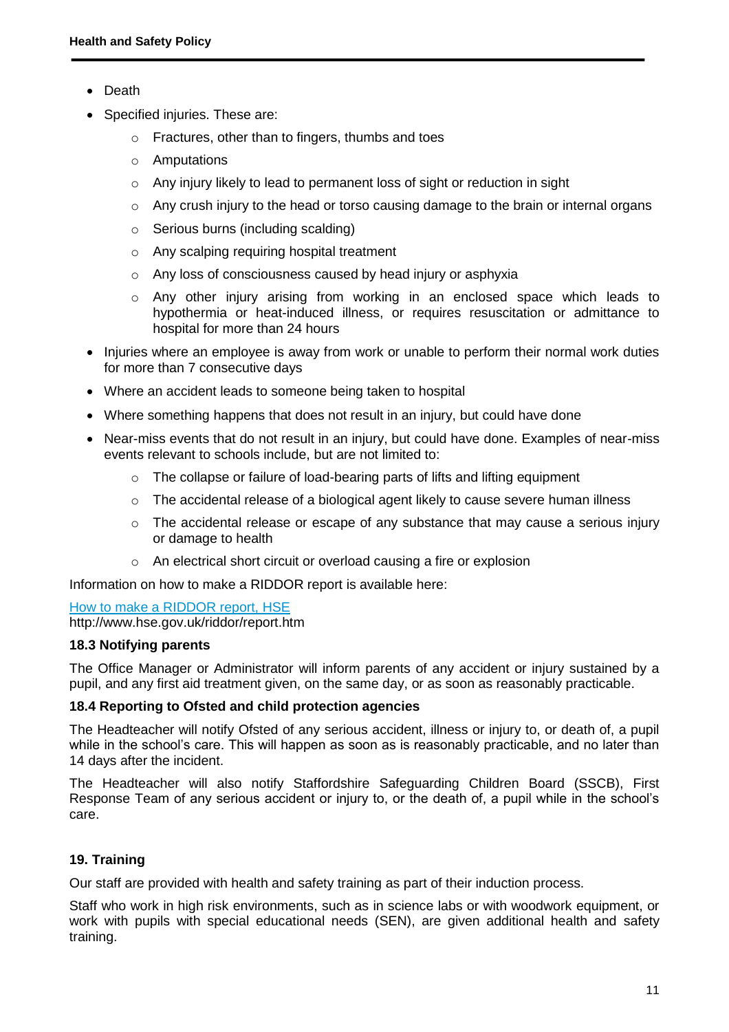- Death
- Specified injuries. These are:
    - Fractures, other than to fingers, thumbs and toes
    - Amputations
    - Any injury likely to lead to permanent loss of sight or reduction in sight
    - Any crush injury to the head or torso causing damage to the brain or internal organs
    - Serious burns (including scalding)
    - Any scalping requiring hospital treatment
    - Any loss of consciousness caused by head injury or asphyxia
    - Any other injury arising from working in an enclosed space which leads to hypothermia or heat-induced illness, or requires resuscitation or admittance to hospital for more than 24 hours
- Injuries where an employee is away from work or unable to perform their normal work duties for more than 7 consecutive days
- Where an accident leads to someone being taken to hospital
- Where something happens that does not result in an injury, but could have done
- Near-miss events that do not result in an injury, but could have done. Examples of near-miss events relevant to schools include, but are not limited to:
    - The collapse or failure of load-bearing parts of lifts and lifting equipment
    - The accidental release of a biological agent likely to cause severe human illness
    - The accidental release or escape of any substance that may cause a serious injury or damage to health
    - An electrical short circuit or overload causing a fire or explosion

Information on how to make a RIDDOR report is available here:

[How to make a RIDDOR report, HSE](http://www.hse.gov.uk/riddor/report.htm)
http://www.hse.gov.uk/riddor/report.htm

### 18.3 Notifying parents

The Office Manager or Administrator will inform parents of any accident or injury sustained by a pupil, and any first aid treatment given, on the same day, or as soon as reasonably practicable.

### 18.4 Reporting to Ofsted and child protection agencies

The Headteacher will notify Ofsted of any serious accident, illness or injury to, or death of, a pupil while in the school's care. This will happen as soon as is reasonably practicable, and no later than 14 days after the incident.

The Headteacher will also notify Staffordshire Safeguarding Children Board (SSCB), First Response Team of any serious accident or injury to, or the death of, a pupil while in the school's care.

## 19. Training

Our staff are provided with health and safety training as part of their induction process.

Staff who work in high risk environments, such as in science labs or with woodwork equipment, or work with pupils with special educational needs (SEN), are given additional health and safety training.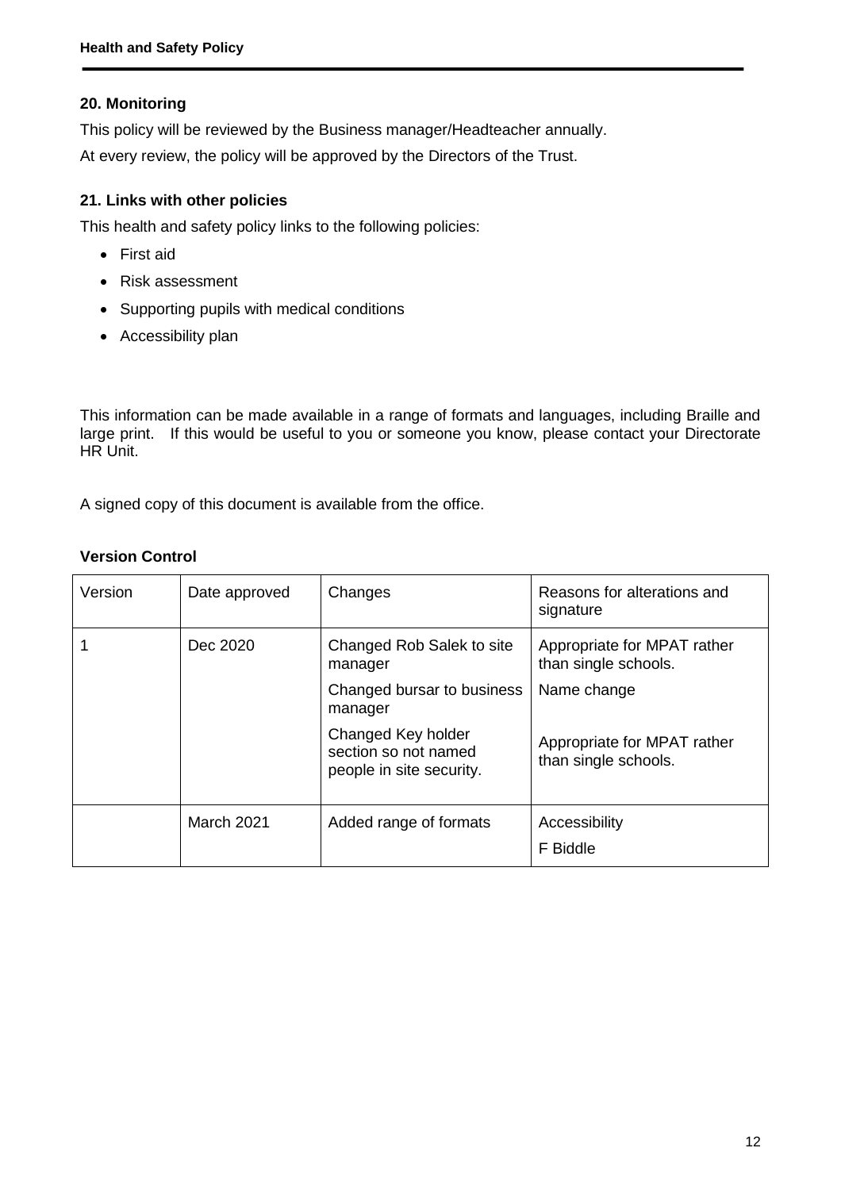## 20. Monitoring

This policy will be reviewed by the Business manager/Headteacher annually.

At every review, the policy will be approved by the Directors of the Trust.

## 21. Links with other policies

This health and safety policy links to the following policies:

- First aid
- Risk assessment
- Supporting pupils with medical conditions
- Accessibility plan

This information can be made available in a range of formats and languages, including Braille and large print. If this would be useful to you or someone you know, please contact your Directorate HR Unit.

A signed copy of this document is available from the office.

**Version Control**

| Version | Date approved | Changes | Reasons for alterations and signature |
|---|---|---|---|
| 1 | Dec 2020 | Changed Rob Salek to site manager<br>Changed bursar to business manager<br>Changed Key holder section so not named people in site security. | Appropriate for MPAT rather than single schools.<br>Name change<br>Appropriate for MPAT rather than single schools. |
| | March 2021 | Added range of formats | Accessibility<br>F Biddle |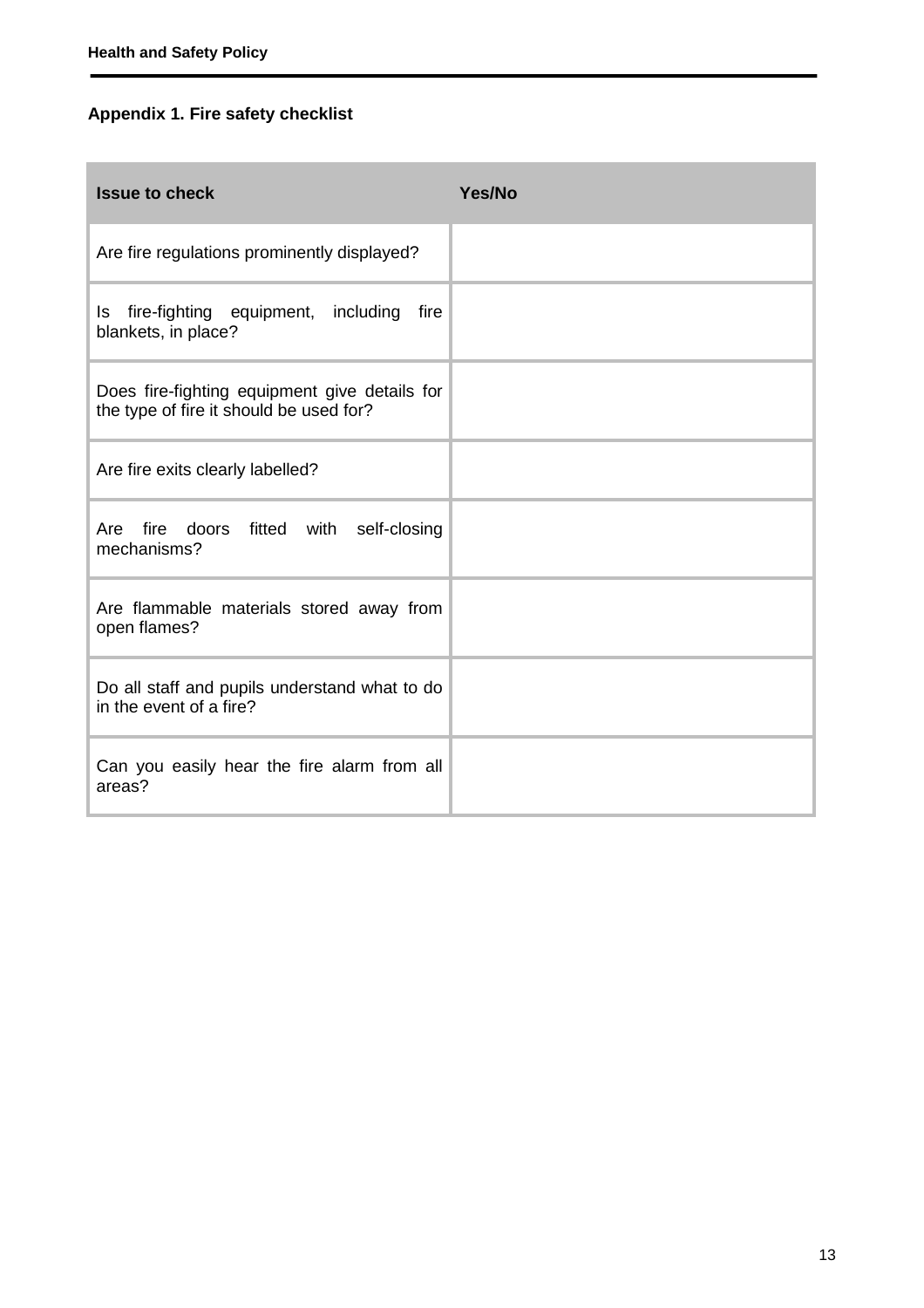## Appendix 1. Fire safety checklist

| Issue to check | Yes/No |
| --- | --- |
| Are fire regulations prominently displayed? | |
| Is fire-fighting equipment, including fire blankets, in place? | |
| Does fire-fighting equipment give details for the type of fire it should be used for? | |
| Are fire exits clearly labelled? | |
| Are fire doors fitted with self-closing mechanisms? | |
| Are flammable materials stored away from open flames? | |
| Do all staff and pupils understand what to do in the event of a fire? | |
| Can you easily hear the fire alarm from all areas? | |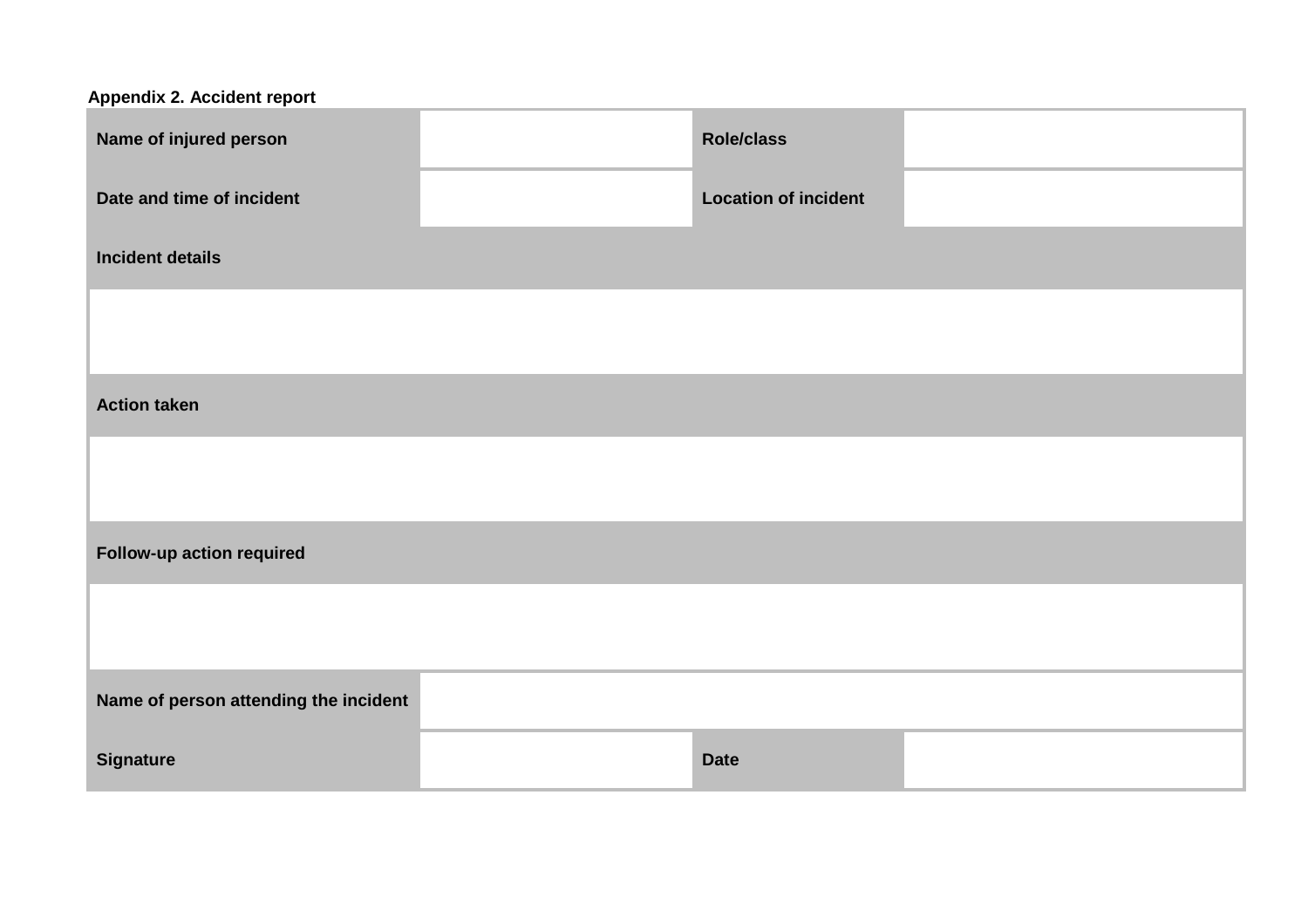**Appendix 2. Accident report**

| Name of injured person | | Role/class | |
|---|---|---|---|
| Date and time of incident | | Location of incident | |
| Incident details | | | |
| | | | |
| Action taken | | | |
| | | | |
| Follow-up action required | | | |
| | | | |
| Name of person attending the incident | | | |
| Signature | | Date | |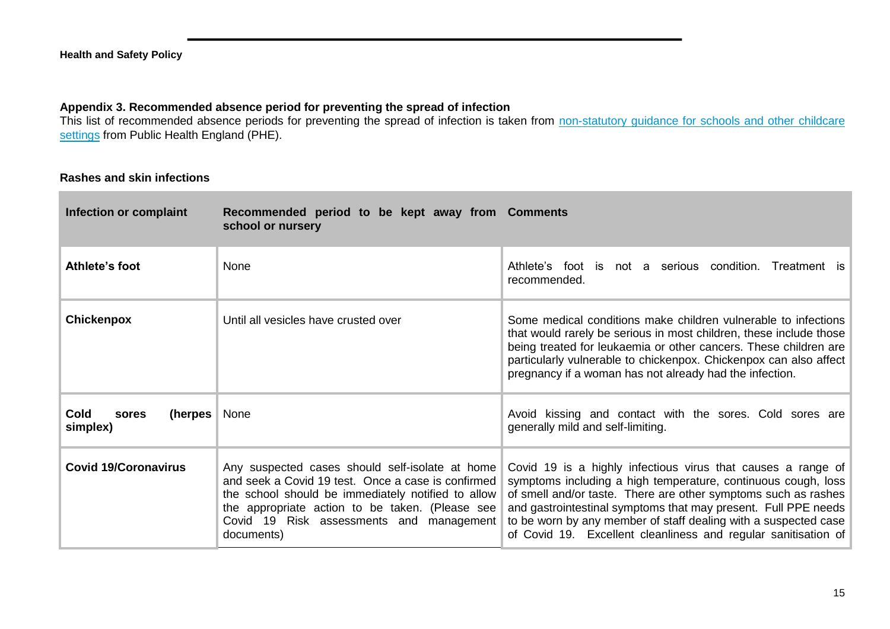### Appendix 3. Recommended absence period for preventing the spread of infection

This list of recommended absence periods for preventing the spread of infection is taken from [non-statutory guidance for schools and other childcare settings]() from Public Health England (PHE).

#### Rashes and skin infections

| Infection or complaint | Recommended period to be kept away from school or nursery | Comments |
|---|---|---|
| **Athlete's foot** | None | Athlete's foot is not a serious condition. Treatment is recommended. |
| **Chickenpox** | Until all vesicles have crusted over | Some medical conditions make children vulnerable to infections that would rarely be serious in most children, these include those being treated for leukaemia or other cancers. These children are particularly vulnerable to chickenpox. Chickenpox can also affect pregnancy if a woman has not already had the infection. |
| **Cold sores (herpes simplex)** | None | Avoid kissing and contact with the sores. Cold sores are generally mild and self-limiting. |
| **Covid 19/Coronavirus** | Any suspected cases should self-isolate at home and seek a Covid 19 test. Once a case is confirmed the school should be immediately notified to allow the appropriate action to be taken. (Please see Covid 19 Risk assessments and management documents) | Covid 19 is a highly infectious virus that causes a range of symptoms including a high temperature, continuous cough, loss of smell and/or taste. There are other symptoms such as rashes and gastrointestinal symptoms that may present. Full PPE needs to be worn by any member of staff dealing with a suspected case of Covid 19. Excellent cleanliness and regular sanitisation of |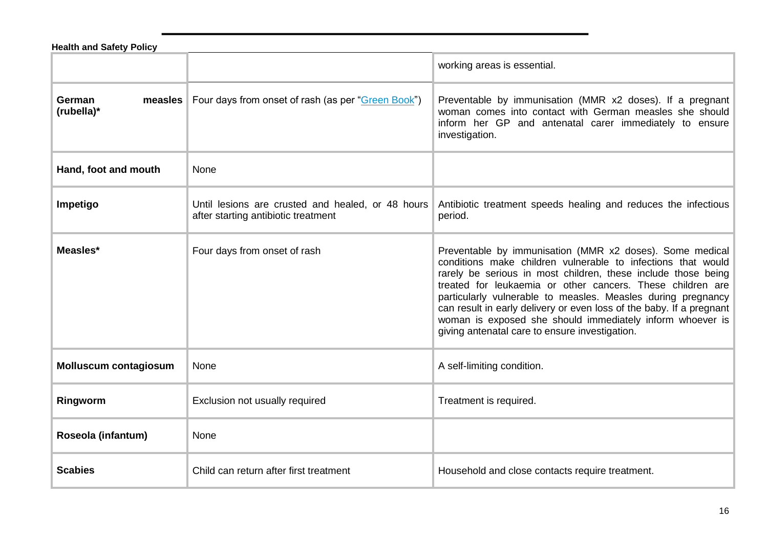| | | |
|---|---|---|
| | | working areas is essential. |
| **German measles (rubella)*** | Four days from onset of rash (as per "[Green Book](#)") | Preventable by immunisation (MMR x2 doses). If a pregnant woman comes into contact with German measles she should inform her GP and antenatal carer immediately to ensure investigation. |
| **Hand, foot and mouth** | None | |
| **Impetigo** | Until lesions are crusted and healed, or 48 hours after starting antibiotic treatment | Antibiotic treatment speeds healing and reduces the infectious period. |
| **Measles*** | Four days from onset of rash | Preventable by immunisation (MMR x2 doses). Some medical conditions make children vulnerable to infections that would rarely be serious in most children, these include those being treated for leukaemia or other cancers. These children are particularly vulnerable to measles. Measles during pregnancy can result in early delivery or even loss of the baby. If a pregnant woman is exposed she should immediately inform whoever is giving antenatal care to ensure investigation. |
| **Molluscum contagiosum** | None | A self-limiting condition. |
| **Ringworm** | Exclusion not usually required | Treatment is required. |
| **Roseola (infantum)** | None | |
| **Scabies** | Child can return after first treatment | Household and close contacts require treatment. |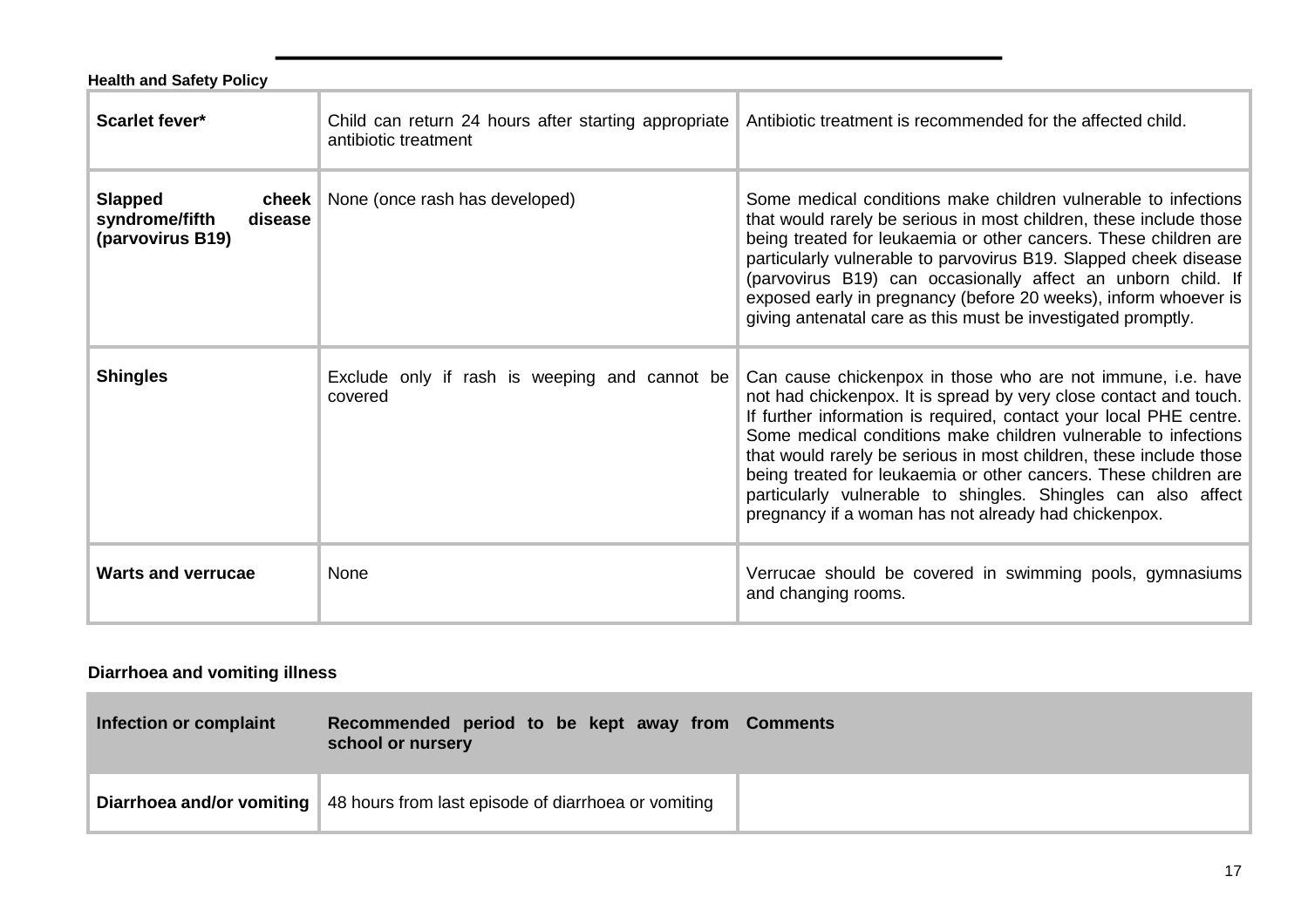| | | |
|---|---|---|
| **Scarlet fever*** | Child can return 24 hours after starting appropriate antibiotic treatment | Antibiotic treatment is recommended for the affected child. |
| **Slapped cheek syndrome/fifth disease (parvovirus B19)** | None (once rash has developed) | Some medical conditions make children vulnerable to infections that would rarely be serious in most children, these include those being treated for leukaemia or other cancers. These children are particularly vulnerable to parvovirus B19. Slapped cheek disease (parvovirus B19) can occasionally affect an unborn child. If exposed early in pregnancy (before 20 weeks), inform whoever is giving antenatal care as this must be investigated promptly. |
| **Shingles** | Exclude only if rash is weeping and cannot be covered | Can cause chickenpox in those who are not immune, i.e. have not had chickenpox. It is spread by very close contact and touch. If further information is required, contact your local PHE centre. Some medical conditions make children vulnerable to infections that would rarely be serious in most children, these include those being treated for leukaemia or other cancers. These children are particularly vulnerable to shingles. Shingles can also affect pregnancy if a woman has not already had chickenpox. |
| **Warts and verrucae** | None | Verrucae should be covered in swimming pools, gymnasiums and changing rooms. |

**Diarrhoea and vomiting illness**

| Infection or complaint | Recommended period to be kept away from school or nursery | Comments |
|---|---|---|
| **Diarrhoea and/or vomiting** | 48 hours from last episode of diarrhoea or vomiting | |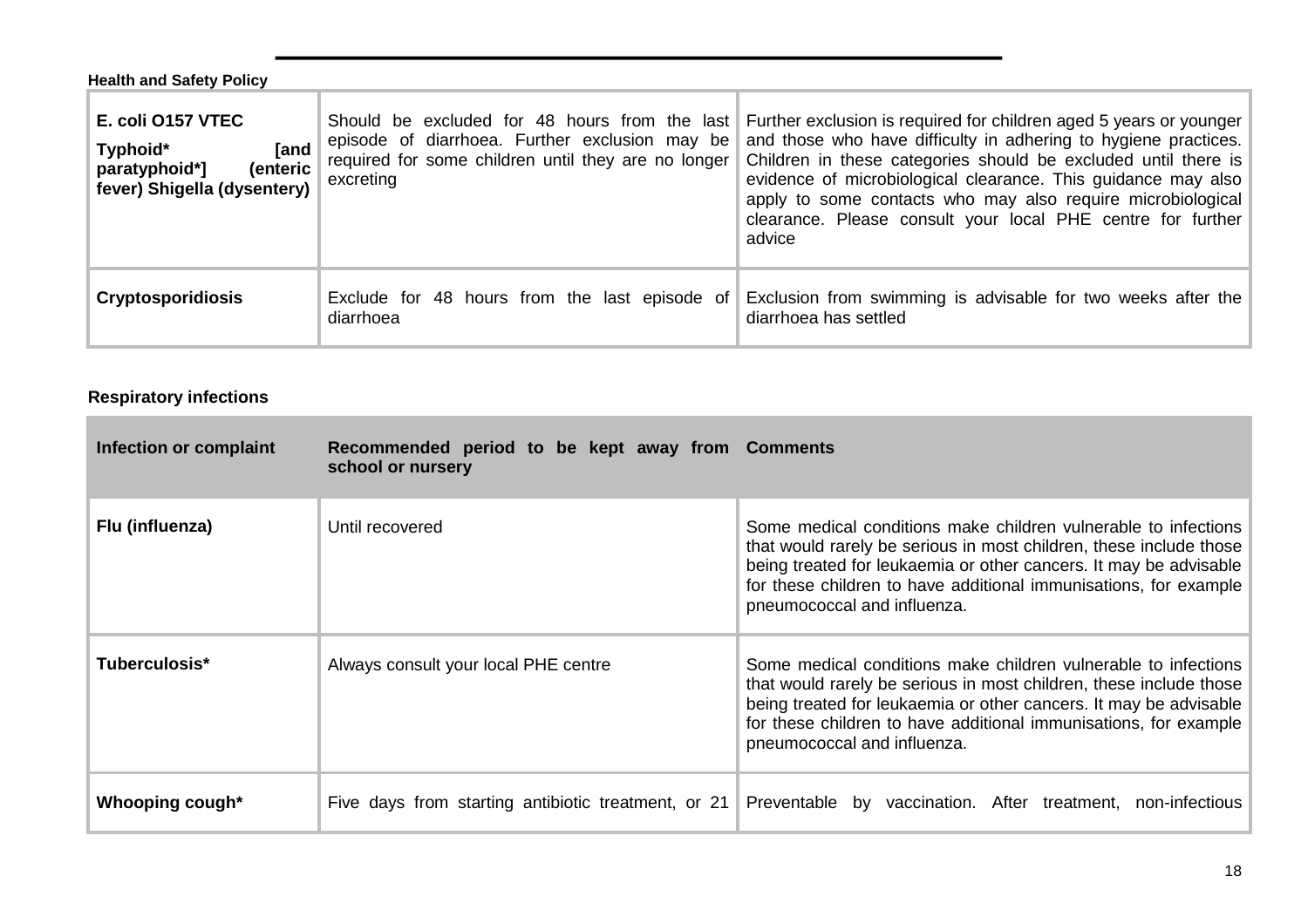| | | |
|---|---|---|
| **E. coli O157 VTEC Typhoid* [and paratyphoid*] (enteric fever) Shigella (dysentery)** | Should be excluded for 48 hours from the last episode of diarrhoea. Further exclusion may be required for some children until they are no longer excreting | Further exclusion is required for children aged 5 years or younger and those who have difficulty in adhering to hygiene practices. Children in these categories should be excluded until there is evidence of microbiological clearance. This guidance may also apply to some contacts who may also require microbiological clearance. Please consult your local PHE centre for further advice |
| **Cryptosporidiosis** | Exclude for 48 hours from the last episode of diarrhoea | Exclusion from swimming is advisable for two weeks after the diarrhoea has settled |

**Respiratory infections**

| Infection or complaint | Recommended period to be kept away from school or nursery | Comments |
|---|---|---|
| **Flu (influenza)** | Until recovered | Some medical conditions make children vulnerable to infections that would rarely be serious in most children, these include those being treated for leukaemia or other cancers. It may be advisable for these children to have additional immunisations, for example pneumococcal and influenza. |
| **Tuberculosis*** | Always consult your local PHE centre | Some medical conditions make children vulnerable to infections that would rarely be serious in most children, these include those being treated for leukaemia or other cancers. It may be advisable for these children to have additional immunisations, for example pneumococcal and influenza. |
| **Whooping cough*** | Five days from starting antibiotic treatment, or 21 | Preventable by vaccination. After treatment, non-infectious |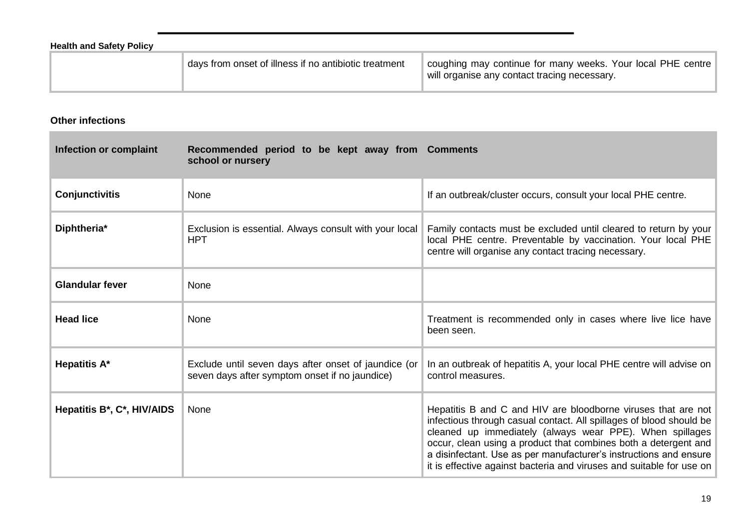| | days from onset of illness if no antibiotic treatment | coughing may continue for many weeks. Your local PHE centre will organise any contact tracing necessary. |
|---|---|---|

**Other infections**

| Infection or complaint | Recommended period to be kept away from school or nursery | Comments |
|---|---|---|
| **Conjunctivitis** | None | If an outbreak/cluster occurs, consult your local PHE centre. |
| **Diphtheria*** | Exclusion is essential. Always consult with your local HPT | Family contacts must be excluded until cleared to return by your local PHE centre. Preventable by vaccination. Your local PHE centre will organise any contact tracing necessary. |
| **Glandular fever** | None | |
| **Head lice** | None | Treatment is recommended only in cases where live lice have been seen. |
| **Hepatitis A*** | Exclude until seven days after onset of jaundice (or seven days after symptom onset if no jaundice) | In an outbreak of hepatitis A, your local PHE centre will advise on control measures. |
| **Hepatitis B*, C*, HIV/AIDS** | None | Hepatitis B and C and HIV are bloodborne viruses that are not infectious through casual contact. All spillages of blood should be cleaned up immediately (always wear PPE). When spillages occur, clean using a product that combines both a detergent and a disinfectant. Use as per manufacturer's instructions and ensure it is effective against bacteria and viruses and suitable for use on |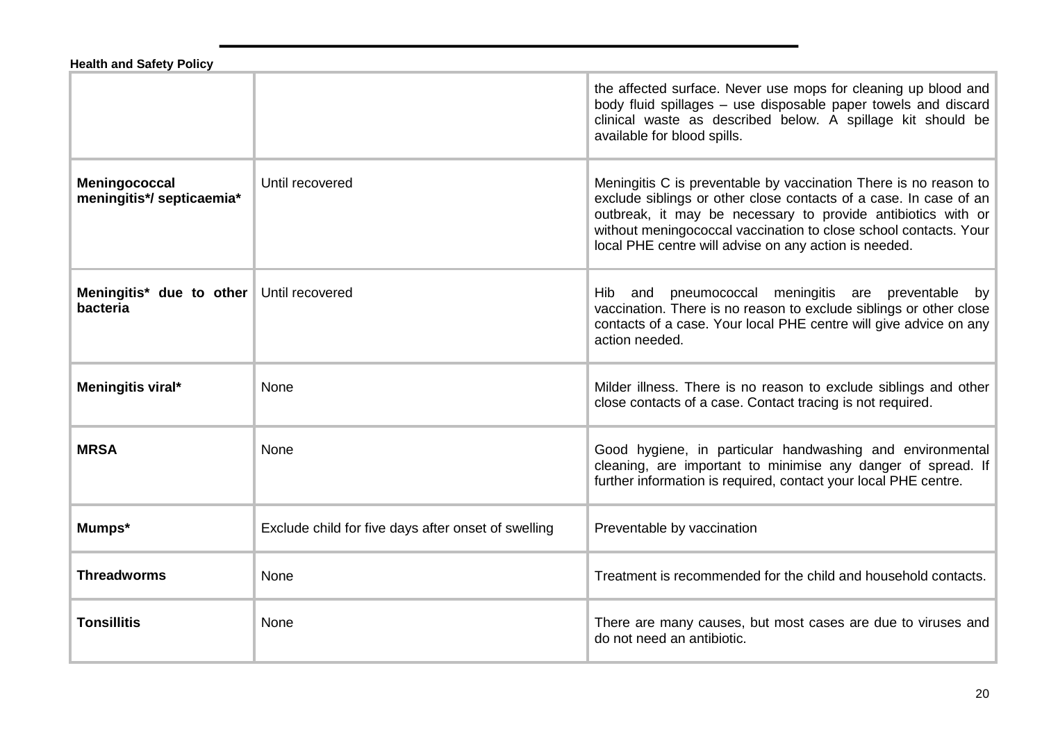| | | |
|---|---|---|
| | | the affected surface. Never use mops for cleaning up blood and body fluid spillages – use disposable paper towels and discard clinical waste as described below. A spillage kit should be available for blood spills. |
| **Meningococcal meningitis*/ septicaemia*** | Until recovered | Meningitis C is preventable by vaccination There is no reason to exclude siblings or other close contacts of a case. In case of an outbreak, it may be necessary to provide antibiotics with or without meningococcal vaccination to close school contacts. Your local PHE centre will advise on any action is needed. |
| **Meningitis* due to other bacteria** | Until recovered | Hib and pneumococcal meningitis are preventable by vaccination. There is no reason to exclude siblings or other close contacts of a case. Your local PHE centre will give advice on any action needed. |
| **Meningitis viral*** | None | Milder illness. There is no reason to exclude siblings and other close contacts of a case. Contact tracing is not required. |
| **MRSA** | None | Good hygiene, in particular handwashing and environmental cleaning, are important to minimise any danger of spread. If further information is required, contact your local PHE centre. |
| **Mumps*** | Exclude child for five days after onset of swelling | Preventable by vaccination |
| **Threadworms** | None | Treatment is recommended for the child and household contacts. |
| **Tonsillitis** | None | There are many causes, but most cases are due to viruses and do not need an antibiotic. |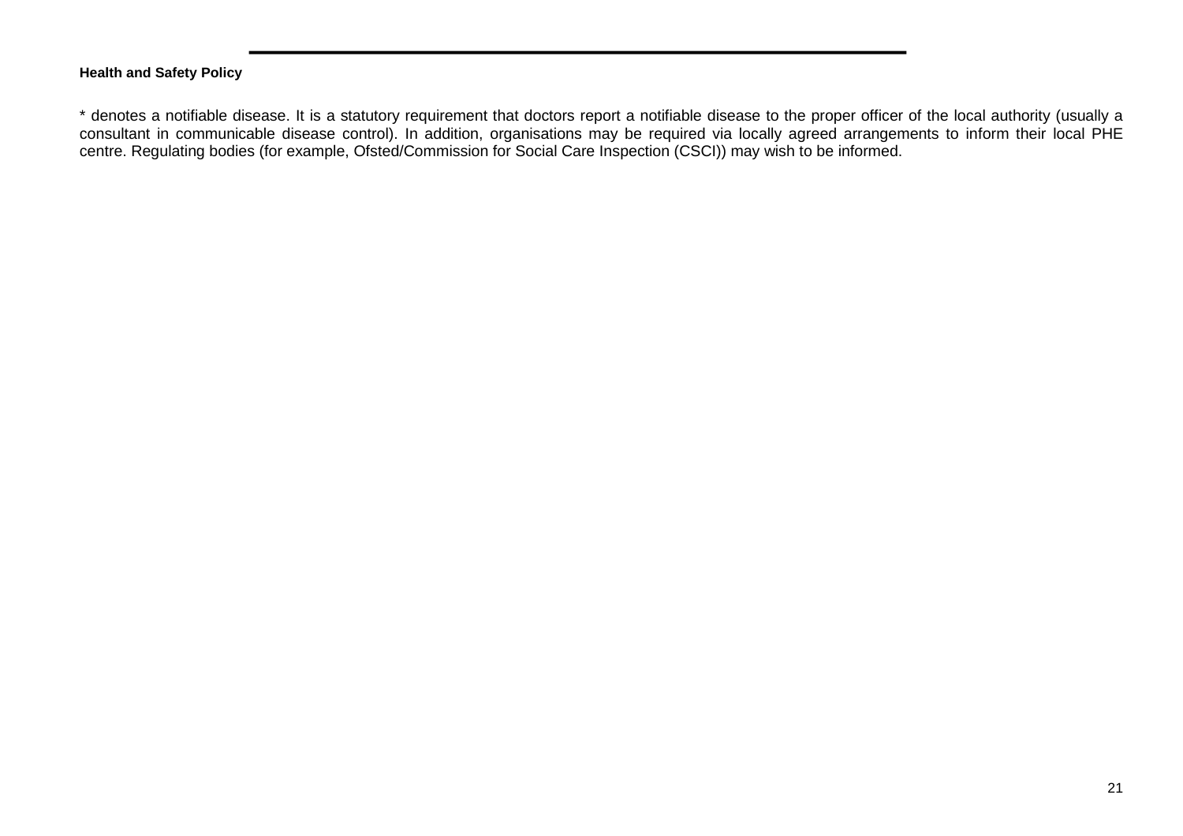* denotes a notifiable disease. It is a statutory requirement that doctors report a notifiable disease to the proper officer of the local authority (usually a consultant in communicable disease control). In addition, organisations may be required via locally agreed arrangements to inform their local PHE centre. Regulating bodies (for example, Ofsted/Commission for Social Care Inspection (CSCI)) may wish to be informed.